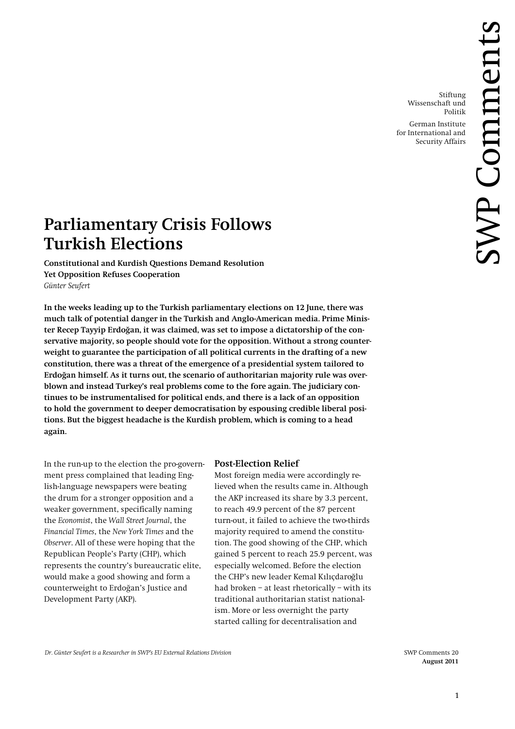Stiftung Wissenschaft und Politik

German Institute for International and Security Affairs

# Parliamentary Crisis Follows Turkish Elections

**Constitutional and Kurdish Questions Demand Resolution Yet Opposition Refuses Cooperation**

*Günter Seufert*

**In the weeks leading up to the Turkish parliamentary elections on 12 June, there was much talk of potential danger in the Turkish and Anglo-American media. Prime Minister Recep Tayyip Erdoğan, it was claimed, was set to impose a dictatorship of the conservative majority, so people should vote for the opposition. Without a strong counterweight to guarantee the participation of all political currents in the drafting of a new constitution, there was a threat of the emergence of a presidential system tailored to Erdoğan himself. As it turns out, the scenario of authoritarian majority rule was overblown and instead Turkey's real problems come to the fore again. The judiciary continues to be instrumentalised for political ends, and there is a lack of an opposition to hold the government to deeper democratisation by espousing credible liberal positions. But the biggest headache is the Kurdish problem, which is coming to a head again.**

In the run-up to the election the pro-government press complained that leading English-language newspapers were beating the drum for a stronger opposition and a weaker government, specifically naming the *Economist*, the *Wall Street Journal*, the *Financial Times*, the *New York Times* and the *Observer*. All of these were hoping that the Republican People's Party (CHP), which represents the country's bureaucratic elite, would make a good showing and form a counterweight to Erdoğan's Justice and Development Party (AKP).

## Post-Election Relief

Most foreign media were accordingly relieved when the results came in. Although the AKP increased its share by 3.3 percent, to reach 49.9 percent of the 87 percent turn-out, it failed to achieve the two-thirds majority required to amend the constitution. The good showing of the CHP, which gained 5 percent to reach 25.9 percent, was especially welcomed. Before the election the CHP's new leader Kemal Kılıçdaroğlu had broken – at least rhetorically – with its traditional authoritarian statist nationalism. More or less overnight the party started calling for decentralisation and

*Dr. Günter Seufert is a Researcher in SWP's EU External Relations Division*

SWP Comments 20
**August 2011**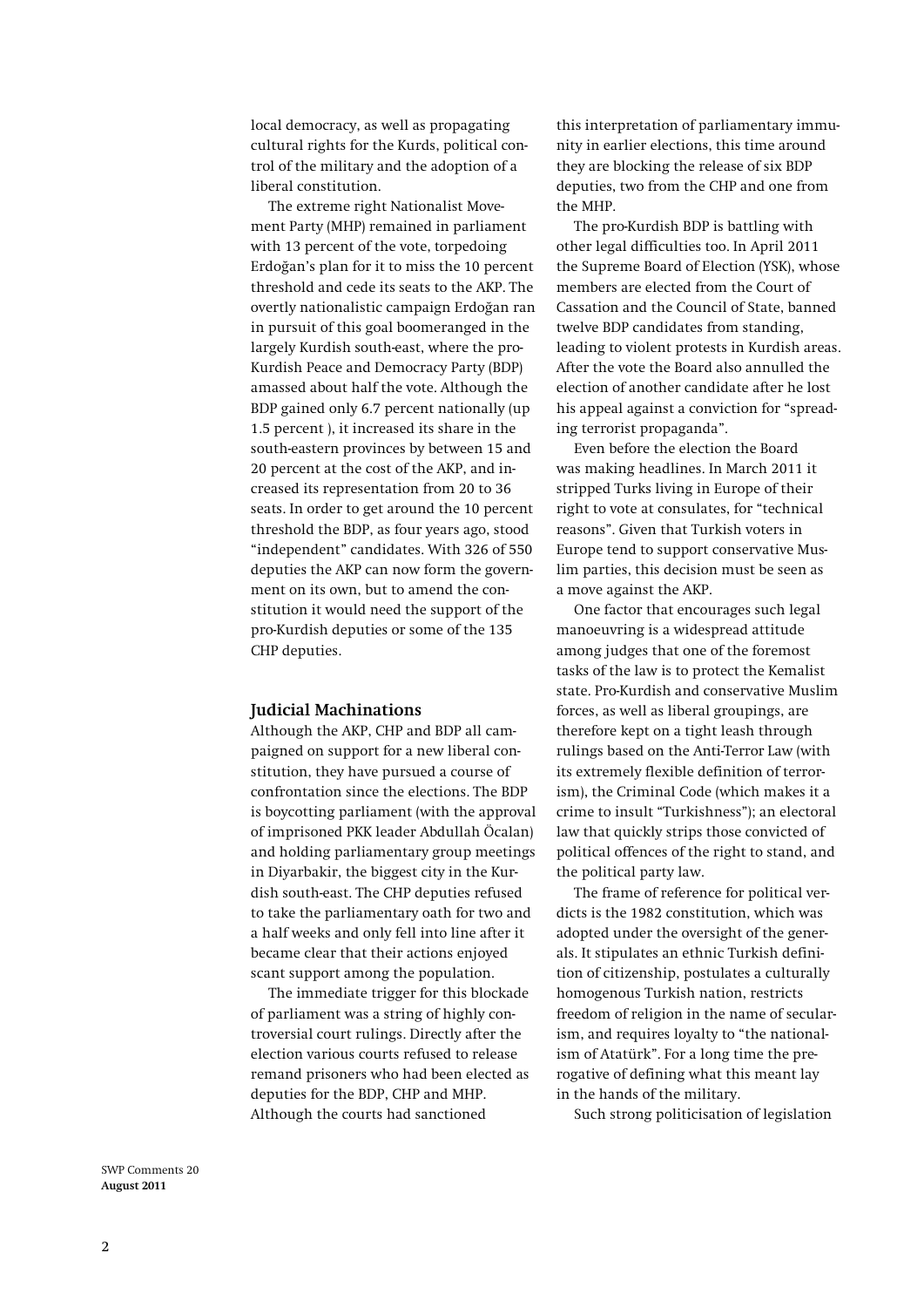local democracy, as well as propagating cultural rights for the Kurds, political control of the military and the adoption of a liberal constitution.

The extreme right Nationalist Movement Party (MHP) remained in parliament with 13 percent of the vote, torpedoing Erdoğan's plan for it to miss the 10 percent threshold and cede its seats to the AKP. The overtly nationalistic campaign Erdoğan ran in pursuit of this goal boomeranged in the largely Kurdish south-east, where the pro-Kurdish Peace and Democracy Party (BDP) amassed about half the vote. Although the BDP gained only 6.7 percent nationally (up 1.5 percent ), it increased its share in the south-eastern provinces by between 15 and 20 percent at the cost of the AKP, and increased its representation from 20 to 36 seats. In order to get around the 10 percent threshold the BDP, as four years ago, stood "independent" candidates. With 326 of 550 deputies the AKP can now form the government on its own, but to amend the constitution it would need the support of the pro-Kurdish deputies or some of the 135 CHP deputies.

## Judicial Machinations

Although the AKP, CHP and BDP all campaigned on support for a new liberal constitution, they have pursued a course of confrontation since the elections. The BDP is boycotting parliament (with the approval of imprisoned PKK leader Abdullah Öcalan) and holding parliamentary group meetings in Diyarbakir, the biggest city in the Kurdish south-east. The CHP deputies refused to take the parliamentary oath for two and a half weeks and only fell into line after it became clear that their actions enjoyed scant support among the population.

The immediate trigger for this blockade of parliament was a string of highly controversial court rulings. Directly after the election various courts refused to release remand prisoners who had been elected as deputies for the BDP, CHP and MHP. Although the courts had sanctioned this interpretation of parliamentary immunity in earlier elections, this time around they are blocking the release of six BDP deputies, two from the CHP and one from the MHP.

The pro-Kurdish BDP is battling with other legal difficulties too. In April 2011 the Supreme Board of Election (YSK), whose members are elected from the Court of Cassation and the Council of State, banned twelve BDP candidates from standing, leading to violent protests in Kurdish areas. After the vote the Board also annulled the election of another candidate after he lost his appeal against a conviction for "spreading terrorist propaganda".

Even before the election the Board was making headlines. In March 2011 it stripped Turks living in Europe of their right to vote at consulates, for "technical reasons". Given that Turkish voters in Europe tend to support conservative Muslim parties, this decision must be seen as a move against the AKP.

One factor that encourages such legal manoeuvring is a widespread attitude among judges that one of the foremost tasks of the law is to protect the Kemalist state. Pro-Kurdish and conservative Muslim forces, as well as liberal groupings, are therefore kept on a tight leash through rulings based on the Anti-Terror Law (with its extremely flexible definition of terrorism), the Criminal Code (which makes it a crime to insult "Turkishness"); an electoral law that quickly strips those convicted of political offences of the right to stand, and the political party law.

The frame of reference for political verdicts is the 1982 constitution, which was adopted under the oversight of the generals. It stipulates an ethnic Turkish definition of citizenship, postulates a culturally homogenous Turkish nation, restricts freedom of religion in the name of secularism, and requires loyalty to "the nationalism of Atatürk". For a long time the prerogative of defining what this meant lay in the hands of the military.

Such strong politicisation of legislation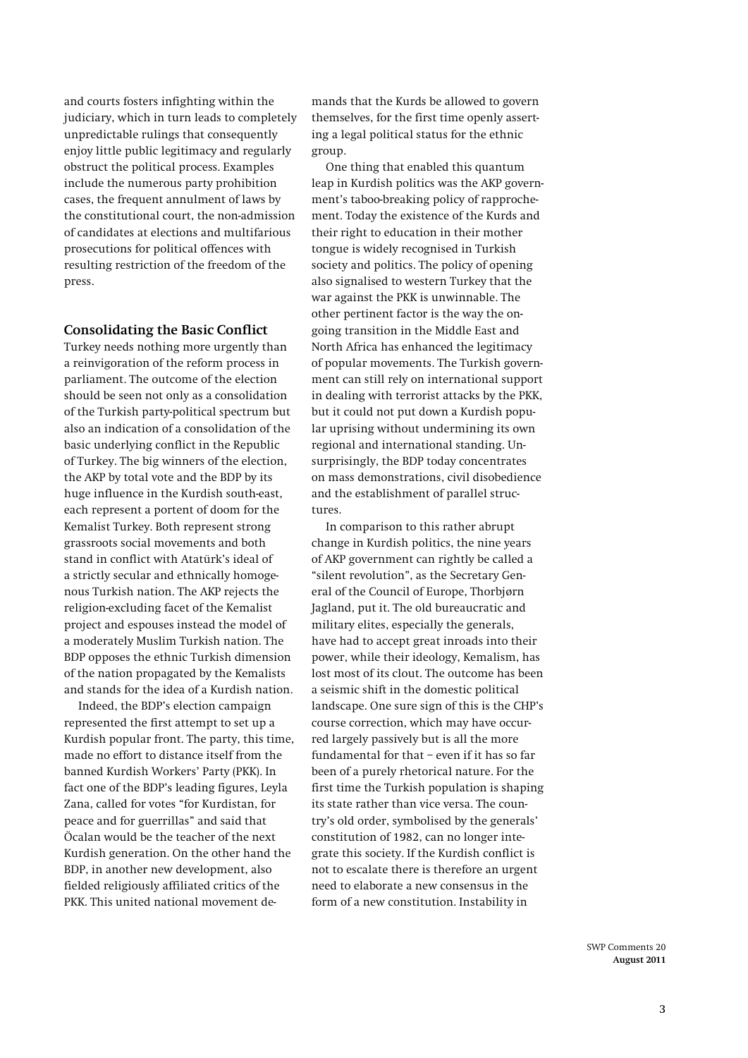and courts fosters infighting within the judiciary, which in turn leads to completely unpredictable rulings that consequently enjoy little public legitimacy and regularly obstruct the political process. Examples include the numerous party prohibition cases, the frequent annulment of laws by the constitutional court, the non-admission of candidates at elections and multifarious prosecutions for political offences with resulting restriction of the freedom of the press.

## Consolidating the Basic Conflict

Turkey needs nothing more urgently than a reinvigoration of the reform process in parliament. The outcome of the election should be seen not only as a consolidation of the Turkish party-political spectrum but also an indication of a consolidation of the basic underlying conflict in the Republic of Turkey. The big winners of the election, the AKP by total vote and the BDP by its huge influence in the Kurdish south-east, each represent a portent of doom for the Kemalist Turkey. Both represent strong grassroots social movements and both stand in conflict with Atatürk's ideal of a strictly secular and ethnically homogenous Turkish nation. The AKP rejects the religion-excluding facet of the Kemalist project and espouses instead the model of a moderately Muslim Turkish nation. The BDP opposes the ethnic Turkish dimension of the nation propagated by the Kemalists and stands for the idea of a Kurdish nation.

Indeed, the BDP's election campaign represented the first attempt to set up a Kurdish popular front. The party, this time, made no effort to distance itself from the banned Kurdish Workers' Party (PKK). In fact one of the BDP's leading figures, Leyla Zana, called for votes "for Kurdistan, for peace and for guerrillas" and said that Öcalan would be the teacher of the next Kurdish generation. On the other hand the BDP, in another new development, also fielded religiously affiliated critics of the PKK. This united national movement demands that the Kurds be allowed to govern themselves, for the first time openly asserting a legal political status for the ethnic group.

One thing that enabled this quantum leap in Kurdish politics was the AKP government's taboo-breaking policy of rapprochement. Today the existence of the Kurds and their right to education in their mother tongue is widely recognised in Turkish society and politics. The policy of opening also signalised to western Turkey that the war against the PKK is unwinnable. The other pertinent factor is the way the ongoing transition in the Middle East and North Africa has enhanced the legitimacy of popular movements. The Turkish government can still rely on international support in dealing with terrorist attacks by the PKK, but it could not put down a Kurdish popular uprising without undermining its own regional and international standing. Unsurprisingly, the BDP today concentrates on mass demonstrations, civil disobedience and the establishment of parallel structures.

In comparison to this rather abrupt change in Kurdish politics, the nine years of AKP government can rightly be called a "silent revolution", as the Secretary General of the Council of Europe, Thorbjørn Jagland, put it. The old bureaucratic and military elites, especially the generals, have had to accept great inroads into their power, while their ideology, Kemalism, has lost most of its clout. The outcome has been a seismic shift in the domestic political landscape. One sure sign of this is the CHP's course correction, which may have occurred largely passively but is all the more fundamental for that – even if it has so far been of a purely rhetorical nature. For the first time the Turkish population is shaping its state rather than vice versa. The country's old order, symbolised by the generals' constitution of 1982, can no longer integrate this society. If the Kurdish conflict is not to escalate there is therefore an urgent need to elaborate a new consensus in the form of a new constitution. Instability in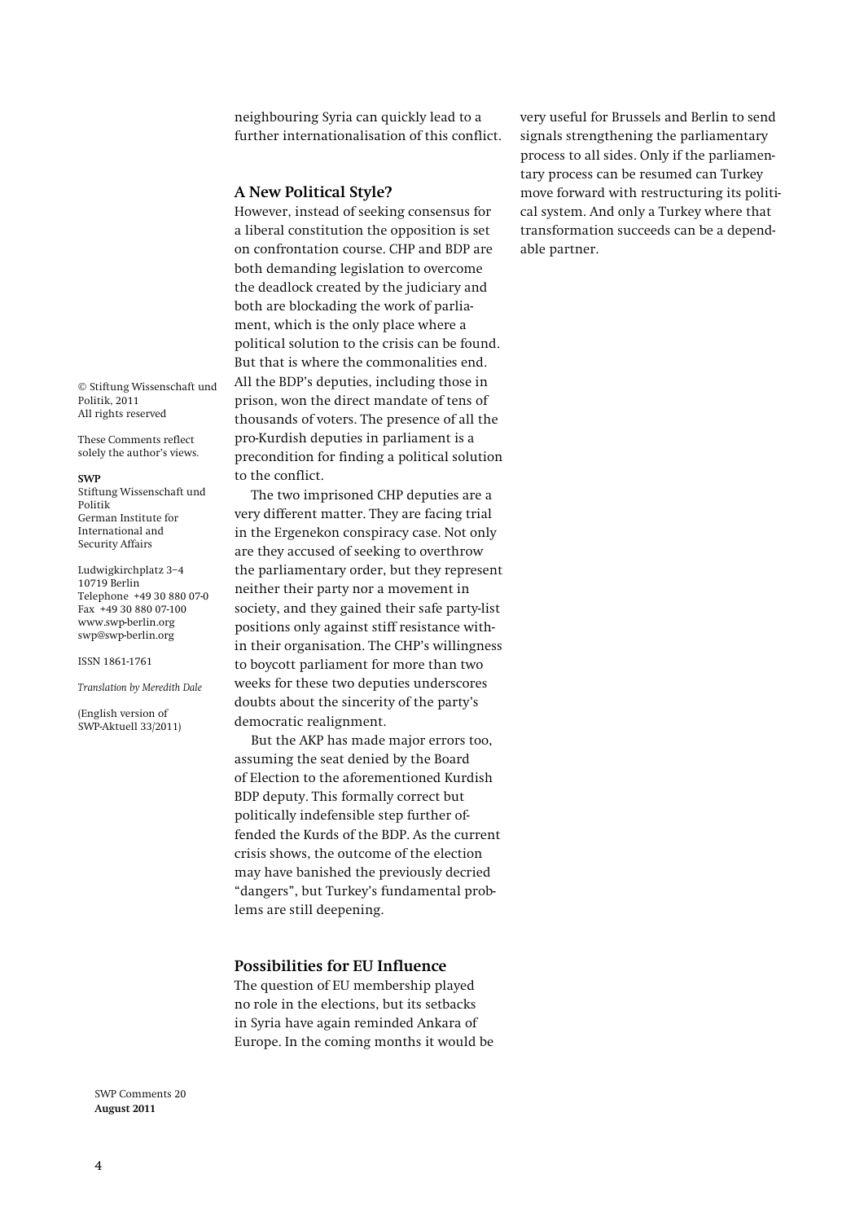neighbouring Syria can quickly lead to a further internationalisation of this conflict.

## A New Political Style?

However, instead of seeking consensus for a liberal constitution the opposition is set on confrontation course. CHP and BDP are both demanding legislation to overcome the deadlock created by the judiciary and both are blockading the work of parliament, which is the only place where a political solution to the crisis can be found. But that is where the commonalities end. All the BDP's deputies, including those in prison, won the direct mandate of tens of thousands of voters. The presence of all the pro-Kurdish deputies in parliament is a precondition for finding a political solution to the conflict.

The two imprisoned CHP deputies are a very different matter. They are facing trial in the Ergenekon conspiracy case. Not only are they accused of seeking to overthrow the parliamentary order, but they represent neither their party nor a movement in society, and they gained their safe party-list positions only against stiff resistance within their organisation. The CHP's willingness to boycott parliament for more than two weeks for these two deputies underscores doubts about the sincerity of the party's democratic realignment.

But the AKP has made major errors too, assuming the seat denied by the Board of Election to the aforementioned Kurdish BDP deputy. This formally correct but politically indefensible step further offended the Kurds of the BDP. As the current crisis shows, the outcome of the election may have banished the previously decried "dangers", but Turkey's fundamental problems are still deepening.

## Possibilities for EU Influence

The question of EU membership played no role in the elections, but its setbacks in Syria have again reminded Ankara of Europe. In the coming months it would be very useful for Brussels and Berlin to send signals strengthening the parliamentary process to all sides. Only if the parliamentary process can be resumed can Turkey move forward with restructuring its political system. And only a Turkey where that transformation succeeds can be a dependable partner.

© Stiftung Wissenschaft und Politik, 2011
All rights reserved

These Comments reflect solely the author's views.

**SWP**
Stiftung Wissenschaft und Politik
German Institute for International and Security Affairs

Ludwigkirchplatz 3−4
10719 Berlin
Telephone +49 30 880 07-0
Fax +49 30 880 07-100
www.swp-berlin.org
swp@swp-berlin.org

ISSN 1861-1761

*Translation by Meredith Dale*

(English version of SWP-Aktuell 33/2011)